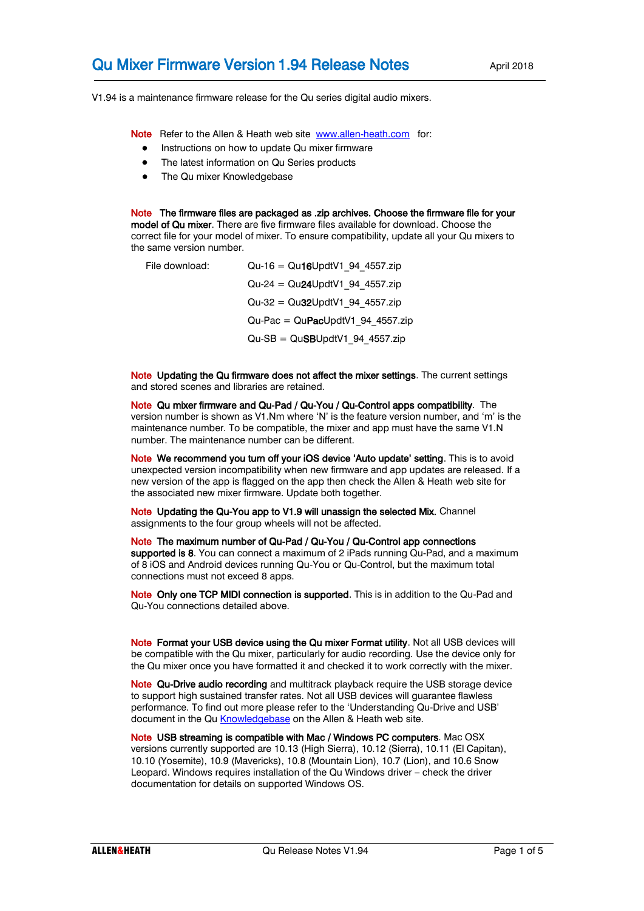# Qu Mixer Firmware Version 1.94 Release Notes

April 2018

V1.94 is a maintenance firmware release for the Qu series digital audio mixers.

**Note** Refer to the Allen & Heath web site www.allen-heath.com for:

- Instructions on how to update Qu mixer firmware
- The latest information on Qu Series products
- The Qu mixer Knowledgebase

**Note The firmware files are packaged as .zip archives. Choose the firmware file for your model of Qu mixer**. There are five firmware files available for download. Choose the correct file for your model of mixer. To ensure compatibility, update all your Qu mixers to the same version number.

File download:

- Qu-16 = Qu**16**UpdtV1_94_4557.zip
- Qu-24 = Qu**24**UpdtV1_94_4557.zip
- Qu-32 = Qu**32**UpdtV1_94_4557.zip
- Qu-Pac = Qu**Pac**UpdtV1_94_4557.zip
- Qu-SB = Qu**SB**UpdtV1_94_4557.zip

**Note Updating the Qu firmware does not affect the mixer settings**. The current settings and stored scenes and libraries are retained.

**Note Qu mixer firmware and Qu-Pad / Qu-You / Qu-Control apps compatibility**. The version number is shown as V1.Nm where 'N' is the feature version number, and 'm' is the maintenance number. To be compatible, the mixer and app must have the same V1.N number. The maintenance number can be different.

**Note We recommend you turn off your iOS device 'Auto update' setting**. This is to avoid unexpected version incompatibility when new firmware and app updates are released. If a new version of the app is flagged on the app then check the Allen & Heath web site for the associated new mixer firmware. Update both together.

**Note Updating the Qu-You app to V1.9 will unassign the selected Mix.** Channel assignments to the four group wheels will not be affected.

**Note The maximum number of Qu-Pad / Qu-You / Qu-Control app connections supported is 8**. You can connect a maximum of 2 iPads running Qu-Pad, and a maximum of 8 iOS and Android devices running Qu-You or Qu-Control, but the maximum total connections must not exceed 8 apps.

**Note Only one TCP MIDI connection is supported**. This is in addition to the Qu-Pad and Qu-You connections detailed above.

**Note Format your USB device using the Qu mixer Format utility**. Not all USB devices will be compatible with the Qu mixer, particularly for audio recording. Use the device only for the Qu mixer once you have formatted it and checked it to work correctly with the mixer.

**Note Qu-Drive audio recording** and multitrack playback require the USB storage device to support high sustained transfer rates. Not all USB devices will guarantee flawless performance. To find out more please refer to the 'Understanding Qu-Drive and USB' document in the Qu Knowledgebase on the Allen & Heath web site.

**Note USB streaming is compatible with Mac / Windows PC computers**. Mac OSX versions currently supported are 10.13 (High Sierra), 10.12 (Sierra), 10.11 (El Capitan), 10.10 (Yosemite), 10.9 (Mavericks), 10.8 (Mountain Lion), 10.7 (Lion), and 10.6 Snow Leopard. Windows requires installation of the Qu Windows driver – check the driver documentation for details on supported Windows OS.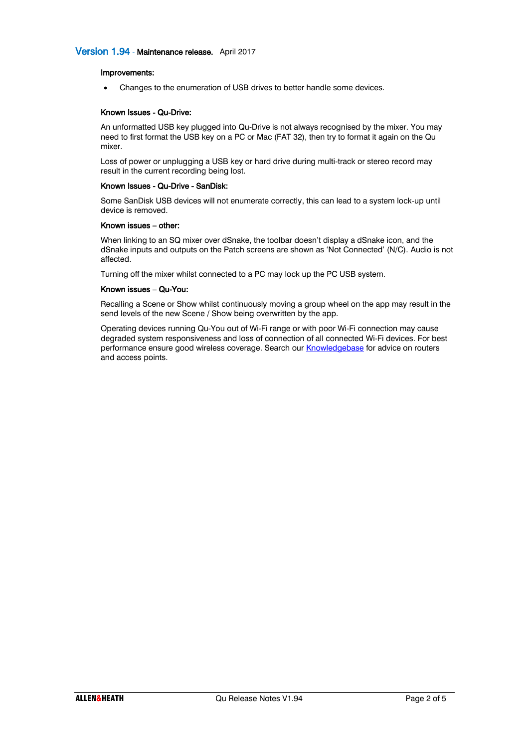## Version 1.94 - Maintenance release. April 2017

**Improvements:**

- Changes to the enumeration of USB drives to better handle some devices.

**Known Issues - Qu-Drive:**

An unformatted USB key plugged into Qu-Drive is not always recognised by the mixer. You may need to first format the USB key on a PC or Mac (FAT 32), then try to format it again on the Qu mixer.

Loss of power or unplugging a USB key or hard drive during multi-track or stereo record may result in the current recording being lost.

**Known Issues - Qu-Drive - SanDisk:**

Some SanDisk USB devices will not enumerate correctly, this can lead to a system lock-up until device is removed.

**Known issues – other:**

When linking to an SQ mixer over dSnake, the toolbar doesn't display a dSnake icon, and the dSnake inputs and outputs on the Patch screens are shown as 'Not Connected' (N/C). Audio is not affected.

Turning off the mixer whilst connected to a PC may lock up the PC USB system.

**Known issues – Qu-You:**

Recalling a Scene or Show whilst continuously moving a group wheel on the app may result in the send levels of the new Scene / Show being overwritten by the app.

Operating devices running Qu-You out of Wi-Fi range or with poor Wi-Fi connection may cause degraded system responsiveness and loss of connection of all connected Wi-Fi devices. For best performance ensure good wireless coverage. Search our Knowledgebase for advice on routers and access points.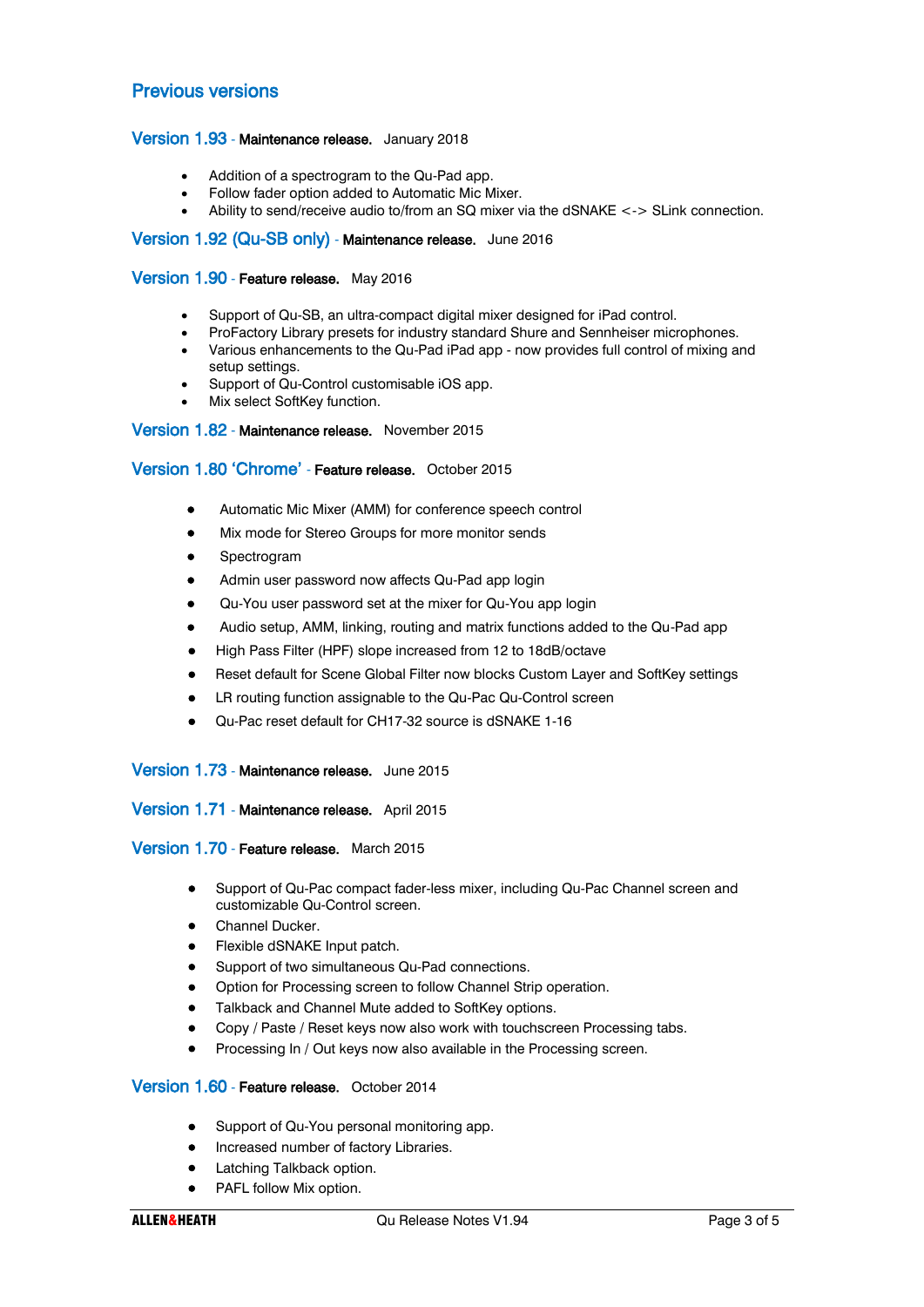## Previous versions

### Version 1.93 - **Maintenance release.** January 2018

- Addition of a spectrogram to the Qu-Pad app.
- Follow fader option added to Automatic Mic Mixer.
- Ability to send/receive audio to/from an SQ mixer via the dSNAKE <-> SLink connection.

### Version 1.92 (Qu-SB only) - **Maintenance release.** June 2016

### Version 1.90 - **Feature release.** May 2016

- Support of Qu-SB, an ultra-compact digital mixer designed for iPad control.
- ProFactory Library presets for industry standard Shure and Sennheiser microphones.
- Various enhancements to the Qu-Pad iPad app - now provides full control of mixing and setup settings.
- Support of Qu-Control customisable iOS app.
- Mix select SoftKey function.

### Version 1.82 - **Maintenance release.** November 2015

### Version 1.80 'Chrome' - **Feature release.** October 2015

- Automatic Mic Mixer (AMM) for conference speech control
- Mix mode for Stereo Groups for more monitor sends
- Spectrogram
- Admin user password now affects Qu-Pad app login
- Qu-You user password set at the mixer for Qu-You app login
- Audio setup, AMM, linking, routing and matrix functions added to the Qu-Pad app
- High Pass Filter (HPF) slope increased from 12 to 18dB/octave
- Reset default for Scene Global Filter now blocks Custom Layer and SoftKey settings
- LR routing function assignable to the Qu-Pac Qu-Control screen
- Qu-Pac reset default for CH17-32 source is dSNAKE 1-16

### Version 1.73 - **Maintenance release.** June 2015

### Version 1.71 - **Maintenance release.** April 2015

### Version 1.70 - **Feature release.** March 2015

- Support of Qu-Pac compact fader-less mixer, including Qu-Pac Channel screen and customizable Qu-Control screen.
- Channel Ducker.
- Flexible dSNAKE Input patch.
- Support of two simultaneous Qu-Pad connections.
- Option for Processing screen to follow Channel Strip operation.
- Talkback and Channel Mute added to SoftKey options.
- Copy / Paste / Reset keys now also work with touchscreen Processing tabs.
- Processing In / Out keys now also available in the Processing screen.

### Version 1.60 - **Feature release.** October 2014

- Support of Qu-You personal monitoring app.
- Increased number of factory Libraries.
- Latching Talkback option.
- PAFL follow Mix option.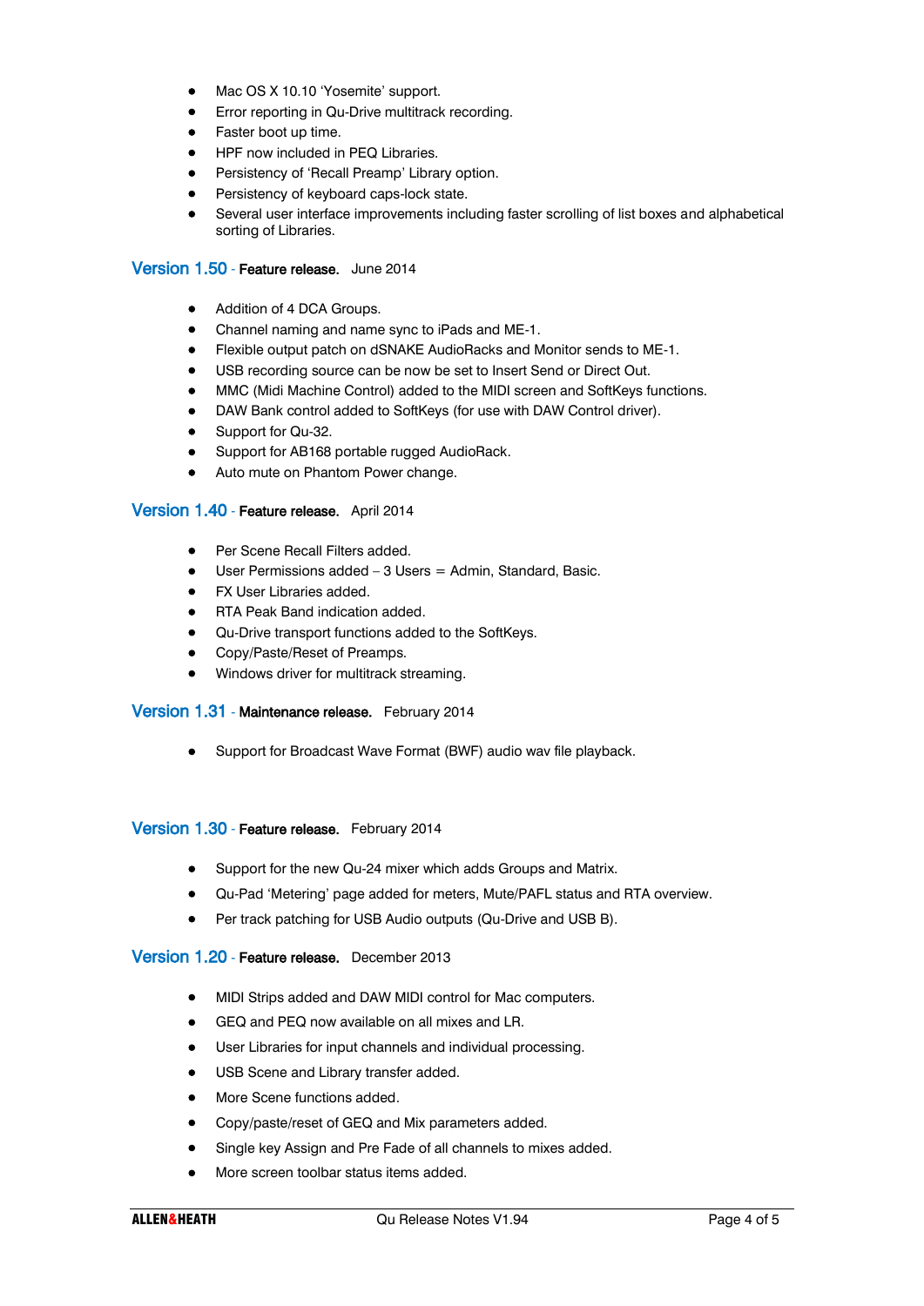- Mac OS X 10.10 'Yosemite' support.
- Error reporting in Qu-Drive multitrack recording.
- Faster boot up time.
- HPF now included in PEQ Libraries.
- Persistency of 'Recall Preamp' Library option.
- Persistency of keyboard caps-lock state.
- Several user interface improvements including faster scrolling of list boxes and alphabetical sorting of Libraries.

## Version 1.50 - **Feature release.** June 2014

- Addition of 4 DCA Groups.
- Channel naming and name sync to iPads and ME-1.
- Flexible output patch on dSNAKE AudioRacks and Monitor sends to ME-1.
- USB recording source can be now be set to Insert Send or Direct Out.
- MMC (Midi Machine Control) added to the MIDI screen and SoftKeys functions.
- DAW Bank control added to SoftKeys (for use with DAW Control driver).
- Support for Qu-32.
- Support for AB168 portable rugged AudioRack.
- Auto mute on Phantom Power change.

## Version 1.40 - **Feature release.** April 2014

- Per Scene Recall Filters added.
- User Permissions added – 3 Users = Admin, Standard, Basic.
- FX User Libraries added.
- RTA Peak Band indication added.
- Qu-Drive transport functions added to the SoftKeys.
- Copy/Paste/Reset of Preamps.
- Windows driver for multitrack streaming.

## Version 1.31 - **Maintenance release.** February 2014

- Support for Broadcast Wave Format (BWF) audio wav file playback.

## Version 1.30 - **Feature release.** February 2014

- Support for the new Qu-24 mixer which adds Groups and Matrix.
- Qu-Pad 'Metering' page added for meters, Mute/PAFL status and RTA overview.
- Per track patching for USB Audio outputs (Qu-Drive and USB B).

## Version 1.20 - **Feature release.** December 2013

- MIDI Strips added and DAW MIDI control for Mac computers.
- GEQ and PEQ now available on all mixes and LR.
- User Libraries for input channels and individual processing.
- USB Scene and Library transfer added.
- More Scene functions added.
- Copy/paste/reset of GEQ and Mix parameters added.
- Single key Assign and Pre Fade of all channels to mixes added.
- More screen toolbar status items added.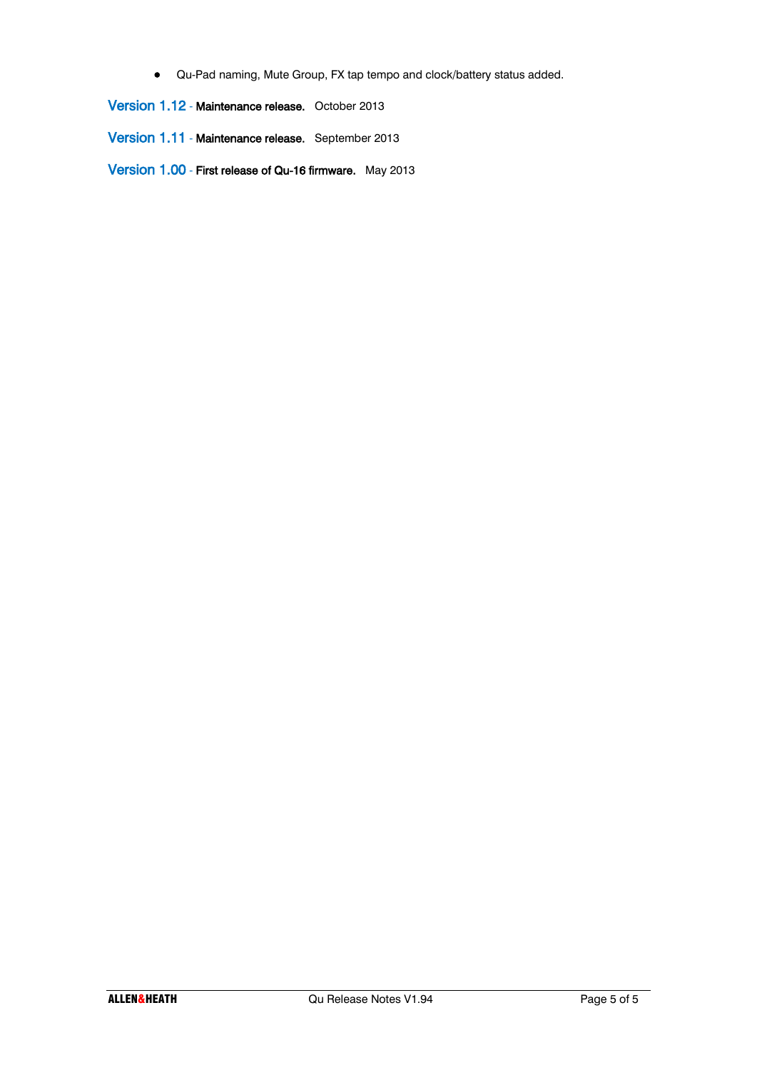- Qu-Pad naming, Mute Group, FX tap tempo and clock/battery status added.

## Version 1.12 - **Maintenance release.** October 2013

## Version 1.11 - **Maintenance release.** September 2013

## Version 1.00 - **First release of Qu-16 firmware.** May 2013